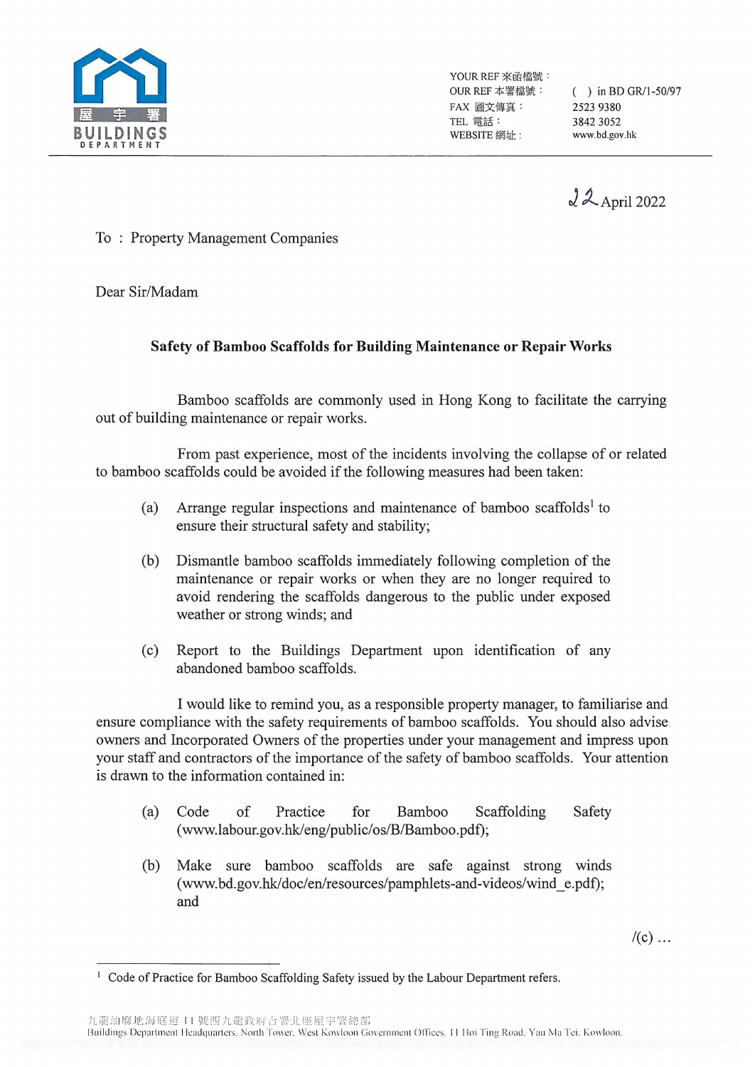屋宇署
BUILDINGS DEPARTMENT

YOUR REF 來函檔號：
OUR REF 本署檔號： ( ) in BD GR/1-50/97
FAX 圖文傳真： 2523 9380
TEL 電話： 3842 3052
WEBSITE 網址： www.bd.gov.hk

22 April 2022

To : Property Management Companies

Dear Sir/Madam

**Safety of Bamboo Scaffolds for Building Maintenance or Repair Works**

Bamboo scaffolds are commonly used in Hong Kong to facilitate the carrying out of building maintenance or repair works.

From past experience, most of the incidents involving the collapse of or related to bamboo scaffolds could be avoided if the following measures had been taken:

(a) Arrange regular inspections and maintenance of bamboo scaffolds[1] to ensure their structural safety and stability;

(b) Dismantle bamboo scaffolds immediately following completion of the maintenance or repair works or when they are no longer required to avoid rendering the scaffolds dangerous to the public under exposed weather or strong winds; and

(c) Report to the Buildings Department upon identification of any abandoned bamboo scaffolds.

I would like to remind you, as a responsible property manager, to familiarise and ensure compliance with the safety requirements of bamboo scaffolds. You should also advise owners and Incorporated Owners of the properties under your management and impress upon your staff and contractors of the importance of the safety of bamboo scaffolds. Your attention is drawn to the information contained in:

(a) Code of Practice for Bamboo Scaffolding Safety (www.labour.gov.hk/eng/public/os/B/Bamboo.pdf);

(b) Make sure bamboo scaffolds are safe against strong winds (www.bd.gov.hk/doc/en/resources/pamphlets-and-videos/wind_e.pdf); and

/(c) …

[1] Code of Practice for Bamboo Scaffolding Safety issued by the Labour Department refers.

九龍油麻地海庭道 11 號西九龍政府合署北座屋宇署總部
Buildings Department Headquarters, North Tower, West Kowloon Government Offices, 11 Hoi Ting Road, Yau Ma Tei, Kowloon.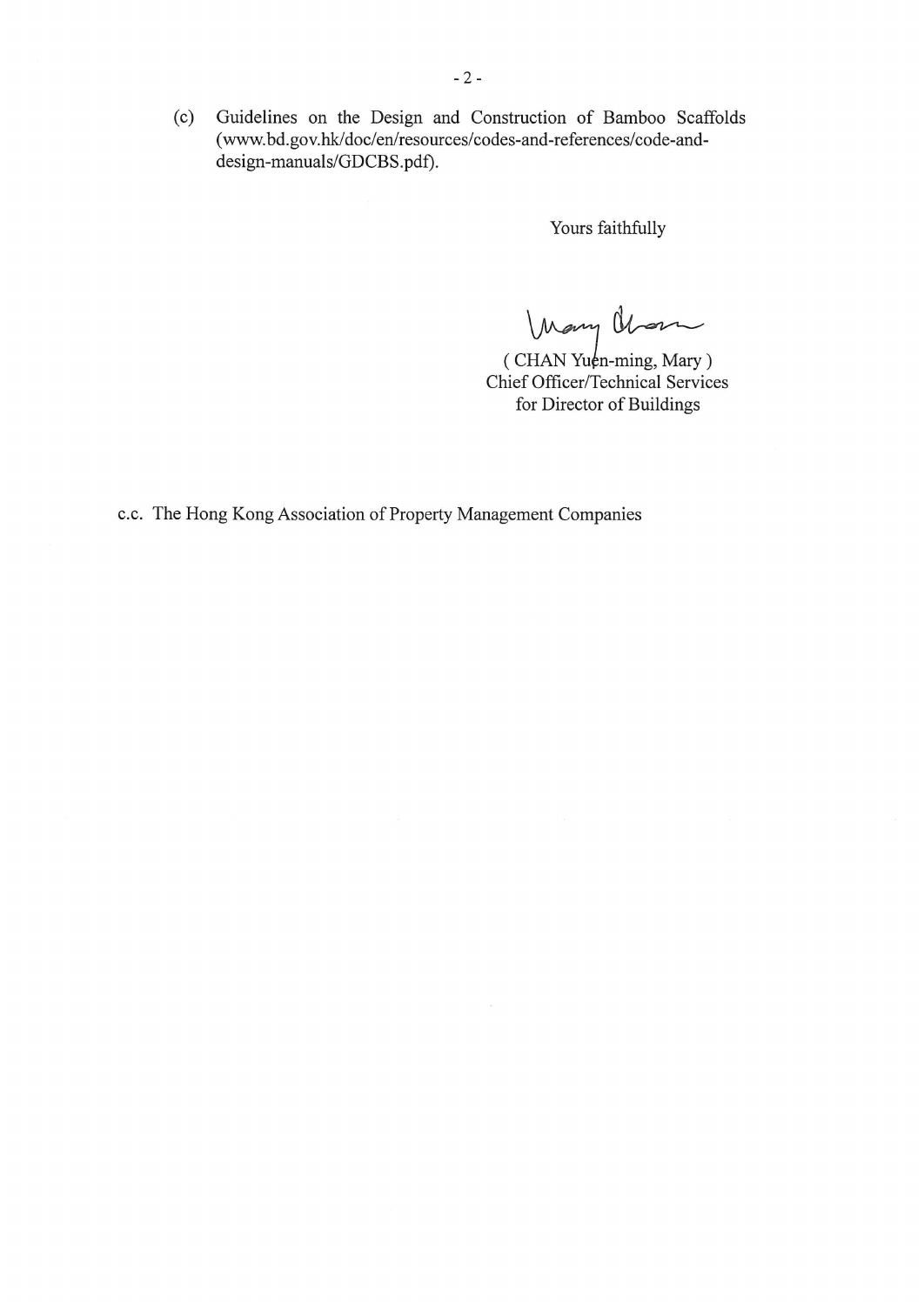(c) Guidelines on the Design and Construction of Bamboo Scaffolds (www.bd.gov.hk/doc/en/resources/codes-and-references/code-and-design-manuals/GDCBS.pdf).

Yours faithfully

( CHAN Yuen-ming, Mary )
Chief Officer/Technical Services
for Director of Buildings

c.c. The Hong Kong Association of Property Management Companies